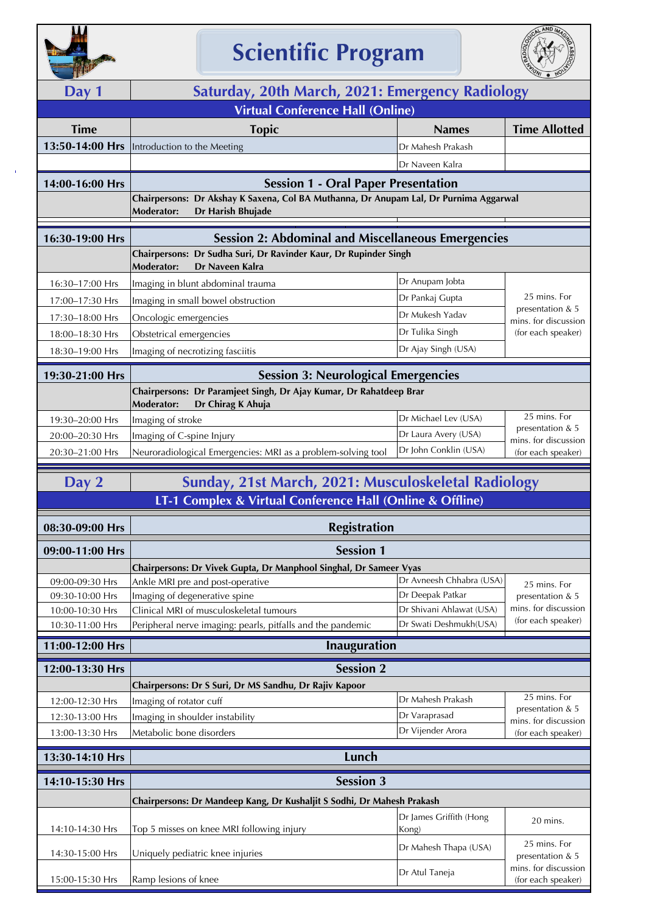# Scientific Program

## Day 1 — Saturday, 20th March, 2021: Emergency Radiology

**Virtual Conference Hall (Online)**

| Time | Topic | Names | Time Allotted |
|---|---|---|---|
| 13:50-14:00 Hrs | Introduction to the Meeting | Dr Mahesh Prakash | |
| | | Dr Naveen Kalra | |
| **14:00-16:00 Hrs** | **Session 1 - Oral Paper Presentation** | | |
| | **Chairpersons: Dr Akshay K Saxena, Col BA Muthanna, Dr Anupam Lal, Dr Purnima Aggarwal**<br>**Moderator: Dr Harish Bhujade** | | |
| **16:30-19:00 Hrs** | **Session 2: Abdominal and Miscellaneous Emergencies** | | |
| | **Chairpersons: Dr Sudha Suri, Dr Ravinder Kaur, Dr Rupinder Singh**<br>**Moderator: Dr Naveen Kalra** | | |
| 16:30–17:00 Hrs | Imaging in blunt abdominal trauma | Dr Anupam Jobta | 25 mins. For presentation & 5 mins. for discussion (for each speaker) |
| 17:00–17:30 Hrs | Imaging in small bowel obstruction | Dr Pankaj Gupta | |
| 17:30–18:00 Hrs | Oncologic emergencies | Dr Mukesh Yadav | |
| 18:00–18:30 Hrs | Obstetrical emergencies | Dr Tulika Singh | |
| 18:30–19:00 Hrs | Imaging of necrotizing fasciitis | Dr Ajay Singh (USA) | |
| **19:30-21:00 Hrs** | **Session 3: Neurological Emergencies** | | |
| | **Chairpersons: Dr Paramjeet Singh, Dr Ajay Kumar, Dr Rahatdeep Brar**<br>**Moderator: Dr Chirag K Ahuja** | | |
| 19:30–20:00 Hrs | Imaging of stroke | Dr Michael Lev (USA) | 25 mins. For presentation & 5 mins. for discussion (for each speaker) |
| 20:00–20:30 Hrs | Imaging of C-spine Injury | Dr Laura Avery (USA) | |
| 20:30–21:00 Hrs | Neuroradiological Emergencies: MRI as a problem-solving tool | Dr John Conklin (USA) | |

## Day 2 — Sunday, 21st March, 2021: Musculoskeletal Radiology

**LT-1 Complex & Virtual Conference Hall (Online & Offline)**

| Time | Topic | Names | Time Allotted |
|---|---|---|---|
| **08:30-09:00 Hrs** | **Registration** | | |
| **09:00-11:00 Hrs** | **Session 1** | | |
| | **Chairpersons: Dr Vivek Gupta, Dr Manphool Singhal, Dr Sameer Vyas** | | |
| 09:00-09:30 Hrs | Ankle MRI pre and post-operative | Dr Avneesh Chhabra (USA) | 25 mins. For presentation & 5 mins. for discussion (for each speaker) |
| 09:30-10:00 Hrs | Imaging of degenerative spine | Dr Deepak Patkar | |
| 10:00-10:30 Hrs | Clinical MRI of musculoskeletal tumours | Dr Shivani Ahlawat (USA) | |
| 10:30-11:00 Hrs | Peripheral nerve imaging: pearls, pitfalls and the pandemic | Dr Swati Deshmukh(USA) | |
| **11:00-12:00 Hrs** | **Inauguration** | | |
| **12:00-13:30 Hrs** | **Session 2** | | |
| | **Chairpersons: Dr S Suri, Dr MS Sandhu, Dr Rajiv Kapoor** | | |
| 12:00-12:30 Hrs | Imaging of rotator cuff | Dr Mahesh Prakash | 25 mins. For presentation & 5 mins. for discussion (for each speaker) |
| 12:30-13:00 Hrs | Imaging in shoulder instability | Dr Varaprasad | |
| 13:00-13:30 Hrs | Metabolic bone disorders | Dr Vijender Arora | |
| **13:30-14:10 Hrs** | **Lunch** | | |
| **14:10-15:30 Hrs** | **Session 3** | | |
| | **Chairpersons: Dr Mandeep Kang, Dr Kushaljit S Sodhi, Dr Mahesh Prakash** | | |
| 14:10-14:30 Hrs | Top 5 misses on knee MRI following injury | Dr James Griffith (Hong Kong) | 20 mins. |
| 14:30-15:00 Hrs | Uniquely pediatric knee injuries | Dr Mahesh Thapa (USA) | 25 mins. For presentation & 5 mins. for discussion (for each speaker) |
| 15:00-15:30 Hrs | Ramp lesions of knee | Dr Atul Taneja | |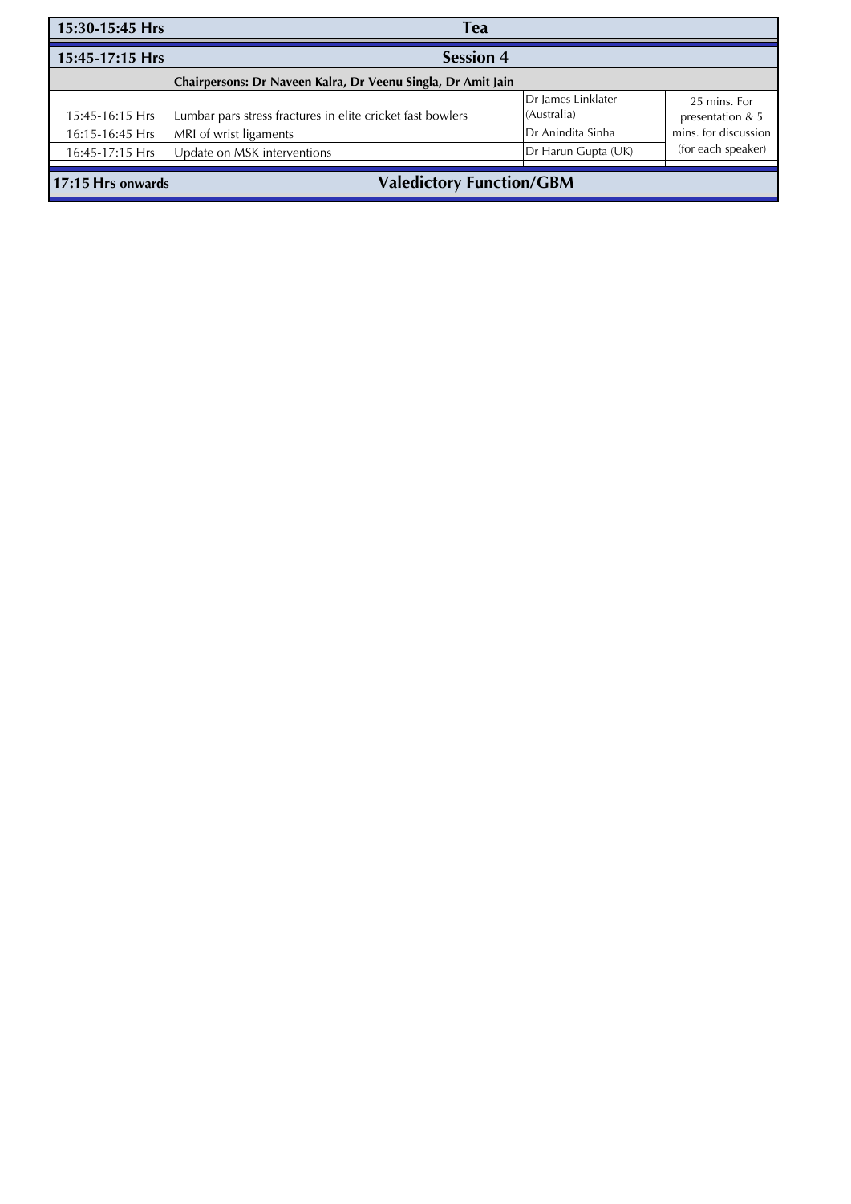| | | | |
|---|---|---|---|
| **15:30-15:45 Hrs** | **Tea** | | |
| **15:45-17:15 Hrs** | **Session 4** | | |
| | **Chairpersons: Dr Naveen Kalra, Dr Veenu Singla, Dr Amit Jain** | | |
| 15:45-16:15 Hrs | Lumbar pars stress fractures in elite cricket fast bowlers | Dr James Linklater (Australia) | 25 mins. For presentation & 5 mins. for discussion (for each speaker) |
| 16:15-16:45 Hrs | MRI of wrist ligaments | Dr Anindita Sinha | |
| 16:45-17:15 Hrs | Update on MSK interventions | Dr Harun Gupta (UK) | |
| **17:15 Hrs onwards** | **Valedictory Function/GBM** | | |